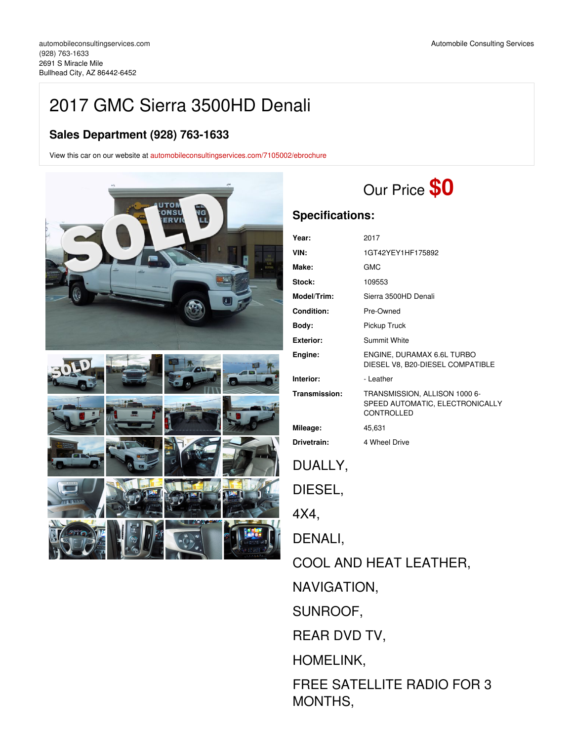automobileconsultingservices.com
(928) 763-1633
2691 S Miracle Mile
Bullhead City, AZ 86442-6452

Automobile Consulting Services

# 2017 GMC Sierra 3500HD Denali

## Sales Department (928) 763-1633

View this car on our website at automobileconsultingservices.com/7105002/ebrochure

Our Price **$0**

## Specifications:

| | |
|---|---|
| **Year:** | 2017 |
| **VIN:** | 1GT42YEY1HF175892 |
| **Make:** | GMC |
| **Stock:** | 109553 |
| **Model/Trim:** | Sierra 3500HD Denali |
| **Condition:** | Pre-Owned |
| **Body:** | Pickup Truck |
| **Exterior:** | Summit White |
| **Engine:** | ENGINE, DURAMAX 6.6L TURBO DIESEL V8, B20-DIESEL COMPATIBLE |
| **Interior:** | - Leather |
| **Transmission:** | TRANSMISSION, ALLISON 1000 6-SPEED AUTOMATIC, ELECTRONICALLY CONTROLLED |
| **Mileage:** | 45,631 |
| **Drivetrain:** | 4 Wheel Drive |

DUALLY,

DIESEL,

4X4,

DENALI,

COOL AND HEAT LEATHER,

NAVIGATION,

SUNROOF,

REAR DVD TV,

HOMELINK,

FREE SATELLITE RADIO FOR 3 MONTHS,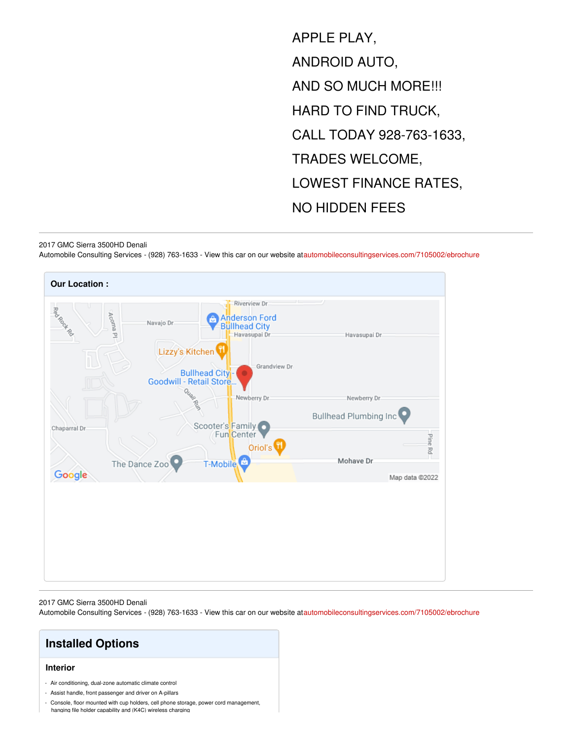APPLE PLAY,

ANDROID AUTO,

AND SO MUCH MORE!!!

HARD TO FIND TRUCK,

CALL TODAY 928-763-1633,

TRADES WELCOME,

LOWEST FINANCE RATES,

NO HIDDEN FEES

---

2017 GMC Sierra 3500HD Denali
Automobile Consulting Services - (928) 763-1633 - View this car on our website at automobileconsultingservices.com/7105002/ebrochure

**Our Location :**

---

2017 GMC Sierra 3500HD Denali
Automobile Consulting Services - (928) 763-1633 - View this car on our website at automobileconsultingservices.com/7105002/ebrochure

## Installed Options

### Interior

- Air conditioning, dual-zone automatic climate control
- Assist handle, front passenger and driver on A-pillars
- Console, floor mounted with cup holders, cell phone storage, power cord management, hanging file holder capability and (K4C) wireless charging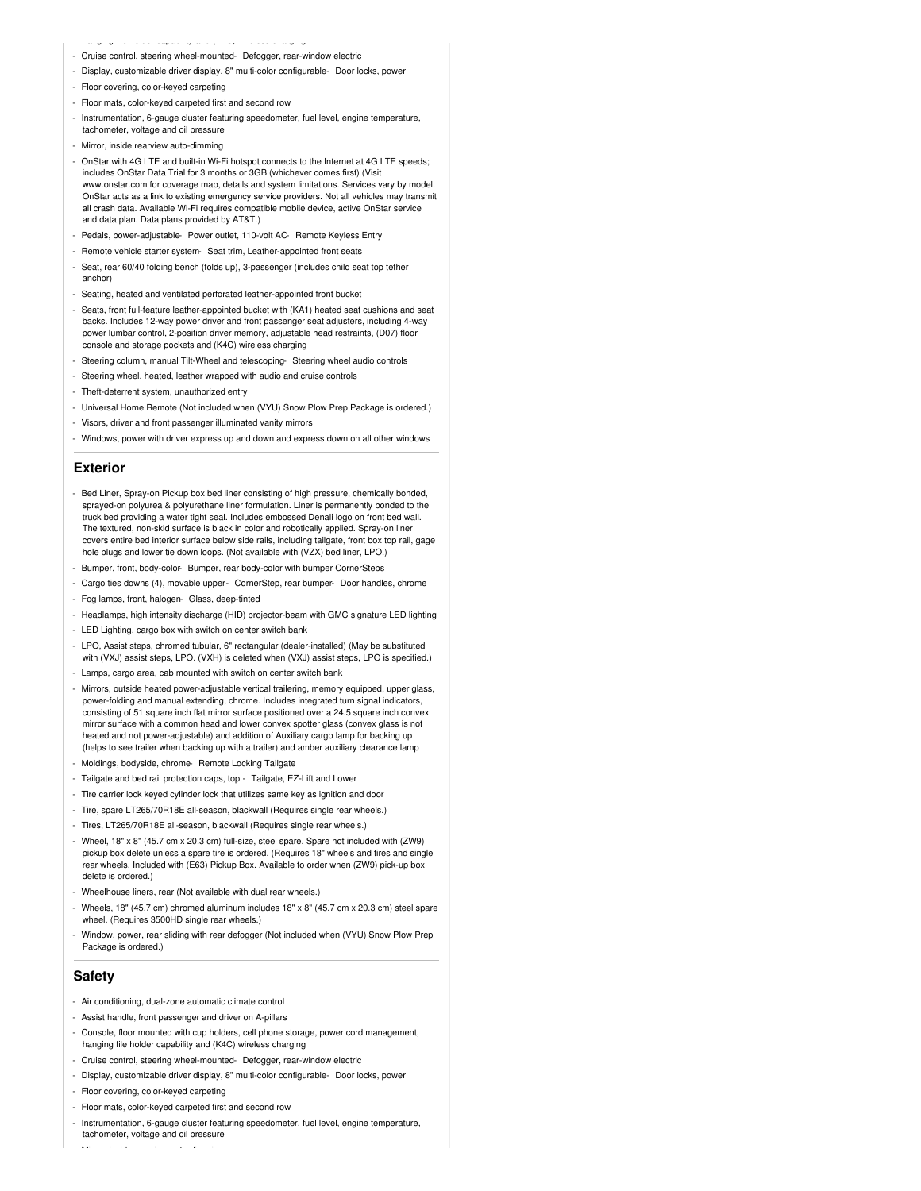- Cruise control, steering wheel-mounted- Defogger, rear-window electric
- Display, customizable driver display, 8" multi-color configurable- Door locks, power
- Floor covering, color-keyed carpeting
- Floor mats, color-keyed carpeted first and second row
- Instrumentation, 6-gauge cluster featuring speedometer, fuel level, engine temperature, tachometer, voltage and oil pressure
- Mirror, inside rearview auto-dimming
- OnStar with 4G LTE and built-in Wi-Fi hotspot connects to the Internet at 4G LTE speeds; includes OnStar Data Trial for 3 months or 3GB (whichever comes first) (Visit www.onstar.com for coverage map, details and system limitations. Services vary by model. OnStar acts as a link to existing emergency service providers. Not all vehicles may transmit all crash data. Available Wi-Fi requires compatible mobile device, active OnStar service and data plan. Data plans provided by AT&T.)
- Pedals, power-adjustable- Power outlet, 110-volt AC- Remote Keyless Entry
- Remote vehicle starter system- Seat trim, Leather-appointed front seats
- Seat, rear 60/40 folding bench (folds up), 3-passenger (includes child seat top tether anchor)
- Seating, heated and ventilated perforated leather-appointed front bucket
- Seats, front full-feature leather-appointed bucket with (KA1) heated seat cushions and seat backs. Includes 12-way power driver and front passenger seat adjusters, including 4-way power lumbar control, 2-position driver memory, adjustable head restraints, (D07) floor console and storage pockets and (K4C) wireless charging
- Steering column, manual Tilt-Wheel and telescoping- Steering wheel audio controls
- Steering wheel, heated, leather wrapped with audio and cruise controls
- Theft-deterrent system, unauthorized entry
- Universal Home Remote (Not included when (VYU) Snow Plow Prep Package is ordered.)
- Visors, driver and front passenger illuminated vanity mirrors
- Windows, power with driver express up and down and express down on all other windows

## Exterior

- Bed Liner, Spray-on Pickup box bed liner consisting of high pressure, chemically bonded, sprayed-on polyurea & polyurethane liner formulation. Liner is permanently bonded to the truck bed providing a water tight seal. Includes embossed Denali logo on front bed wall. The textured, non-skid surface is black in color and robotically applied. Spray-on liner covers entire bed interior surface below side rails, including tailgate, front box top rail, gage hole plugs and lower tie down loops. (Not available with (VZX) bed liner, LPO.)
- Bumper, front, body-color- Bumper, rear body-color with bumper CornerSteps
- Cargo ties downs (4), movable upper- CornerStep, rear bumper- Door handles, chrome
- Fog lamps, front, halogen- Glass, deep-tinted
- Headlamps, high intensity discharge (HID) projector-beam with GMC signature LED lighting
- LED Lighting, cargo box with switch on center switch bank
- LPO, Assist steps, chromed tubular, 6" rectangular (dealer-installed) (May be substituted with (VXJ) assist steps, LPO. (VXH) is deleted when (VXJ) assist steps, LPO is specified.)
- Lamps, cargo area, cab mounted with switch on center switch bank
- Mirrors, outside heated power-adjustable vertical trailering, memory equipped, upper glass, power-folding and manual extending, chrome. Includes integrated turn signal indicators, consisting of 51 square inch flat mirror surface positioned over a 24.5 square inch convex mirror surface with a common head and lower convex spotter glass (convex glass is not heated and not power-adjustable) and addition of Auxiliary cargo lamp for backing up (helps to see trailer when backing up with a trailer) and amber auxiliary clearance lamp
- Moldings, bodyside, chrome- Remote Locking Tailgate
- Tailgate and bed rail protection caps, top - Tailgate, EZ-Lift and Lower
- Tire carrier lock keyed cylinder lock that utilizes same key as ignition and door
- Tire, spare LT265/70R18E all-season, blackwall (Requires single rear wheels.)
- Tires, LT265/70R18E all-season, blackwall (Requires single rear wheels.)
- Wheel, 18" x 8" (45.7 cm x 20.3 cm) full-size, steel spare. Spare not included with (ZW9) pickup box delete unless a spare tire is ordered. (Requires 18" wheels and tires and single rear wheels. Included with (E63) Pickup Box. Available to order when (ZW9) pick-up box delete is ordered.)
- Wheelhouse liners, rear (Not available with dual rear wheels.)
- Wheels, 18" (45.7 cm) chromed aluminum includes 18" x 8" (45.7 cm x 20.3 cm) steel spare wheel. (Requires 3500HD single rear wheels.)
- Window, power, rear sliding with rear defogger (Not included when (VYU) Snow Plow Prep Package is ordered.)

## Safety

- Air conditioning, dual-zone automatic climate control
- Assist handle, front passenger and driver on A-pillars
- Console, floor mounted with cup holders, cell phone storage, power cord management, hanging file holder capability and (K4C) wireless charging
- Cruise control, steering wheel-mounted- Defogger, rear-window electric
- Display, customizable driver display, 8" multi-color configurable- Door locks, power
- Floor covering, color-keyed carpeting
- Floor mats, color-keyed carpeted first and second row
- Instrumentation, 6-gauge cluster featuring speedometer, fuel level, engine temperature, tachometer, voltage and oil pressure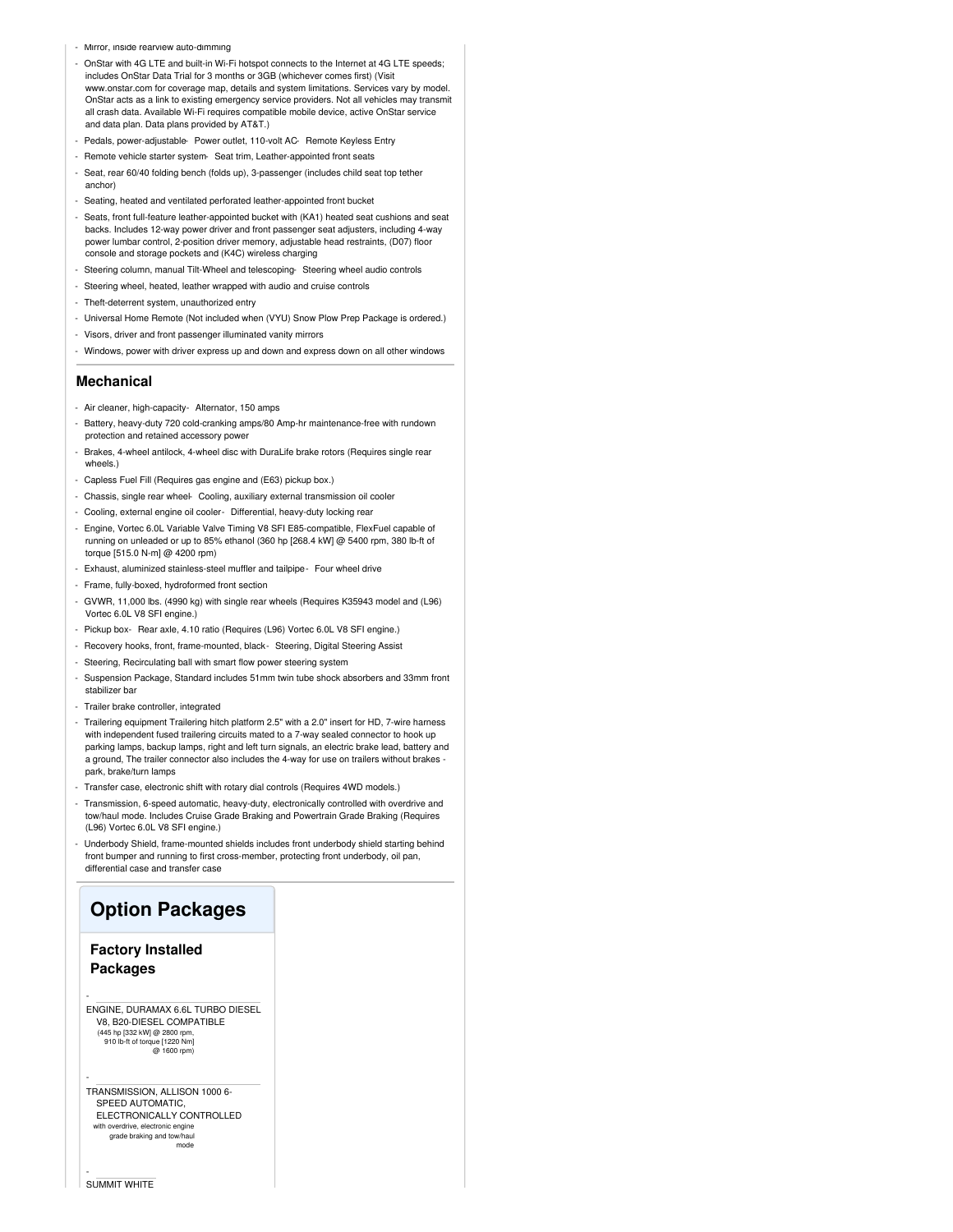- Mirror, inside rearview auto-dimming
- OnStar with 4G LTE and built-in Wi-Fi hotspot connects to the Internet at 4G LTE speeds; includes OnStar Data Trial for 3 months or 3GB (whichever comes first) (Visit www.onstar.com for coverage map, details and system limitations. Services vary by model. OnStar acts as a link to existing emergency service providers. Not all vehicles may transmit all crash data. Available Wi-Fi requires compatible mobile device, active OnStar service and data plan. Data plans provided by AT&T.)
- Pedals, power-adjustable
- Power outlet, 110-volt AC
- Remote Keyless Entry
- Remote vehicle starter system
- Seat trim, Leather-appointed front seats
- Seat, rear 60/40 folding bench (folds up), 3-passenger (includes child seat top tether anchor)
- Seating, heated and ventilated perforated leather-appointed front bucket
- Seats, front full-feature leather-appointed bucket with (KA1) heated seat cushions and seat backs. Includes 12-way power driver and front passenger seat adjusters, including 4-way power lumbar control, 2-position driver memory, adjustable head restraints, (D07) floor console and storage pockets and (K4C) wireless charging
- Steering column, manual Tilt-Wheel and telescoping
- Steering wheel audio controls
- Steering wheel, heated, leather wrapped with audio and cruise controls
- Theft-deterrent system, unauthorized entry
- Universal Home Remote (Not included when (VYU) Snow Plow Prep Package is ordered.)
- Visors, driver and front passenger illuminated vanity mirrors
- Windows, power with driver express up and down and express down on all other windows

## Mechanical

- Air cleaner, high-capacity
- Alternator, 150 amps
- Battery, heavy-duty 720 cold-cranking amps/80 Amp-hr maintenance-free with rundown protection and retained accessory power
- Brakes, 4-wheel antilock, 4-wheel disc with DuraLife brake rotors (Requires single rear wheels.)
- Capless Fuel Fill (Requires gas engine and (E63) pickup box.)
- Chassis, single rear wheel
- Cooling, auxiliary external transmission oil cooler
- Cooling, external engine oil cooler
- Differential, heavy-duty locking rear
- Engine, Vortec 6.0L Variable Valve Timing V8 SFI E85-compatible, FlexFuel capable of running on unleaded or up to 85% ethanol (360 hp [268.4 kW] @ 5400 rpm, 380 lb-ft of torque [515.0 N-m] @ 4200 rpm)
- Exhaust, aluminized stainless-steel muffler and tailpipe
- Four wheel drive
- Frame, fully-boxed, hydroformed front section
- GVWR, 11,000 lbs. (4990 kg) with single rear wheels (Requires K35943 model and (L96) Vortec 6.0L V8 SFI engine.)
- Pickup box
- Rear axle, 4.10 ratio (Requires (L96) Vortec 6.0L V8 SFI engine.)
- Recovery hooks, front, frame-mounted, black
- Steering, Digital Steering Assist
- Steering, Recirculating ball with smart flow power steering system
- Suspension Package, Standard includes 51mm twin tube shock absorbers and 33mm front stabilizer bar
- Trailer brake controller, integrated
- Trailering equipment Trailering hitch platform 2.5" with a 2.0" insert for HD, 7-wire harness with independent fused trailering circuits mated to a 7-way sealed connector to hook up parking lamps, backup lamps, right and left turn signals, an electric brake lead, battery and a ground, The trailer connector also includes the 4-way for use on trailers without brakes - park, brake/turn lamps
- Transfer case, electronic shift with rotary dial controls (Requires 4WD models.)
- Transmission, 6-speed automatic, heavy-duty, electronically controlled with overdrive and tow/haul mode. Includes Cruise Grade Braking and Powertrain Grade Braking (Requires (L96) Vortec 6.0L V8 SFI engine.)
- Underbody Shield, frame-mounted shields includes front underbody shield starting behind front bumper and running to first cross-member, protecting front underbody, oil pan, differential case and transfer case

# Option Packages

## Factory Installed Packages

- ENGINE, DURAMAX 6.6L TURBO DIESEL V8, B20-DIESEL COMPATIBLE
  (445 hp [332 kW] @ 2800 rpm, 910 lb-ft of torque [1220 Nm] @ 1600 rpm)
- TRANSMISSION, ALLISON 1000 6-SPEED AUTOMATIC, ELECTRONICALLY CONTROLLED
  with overdrive, electronic engine grade braking and tow/haul mode
- SUMMIT WHITE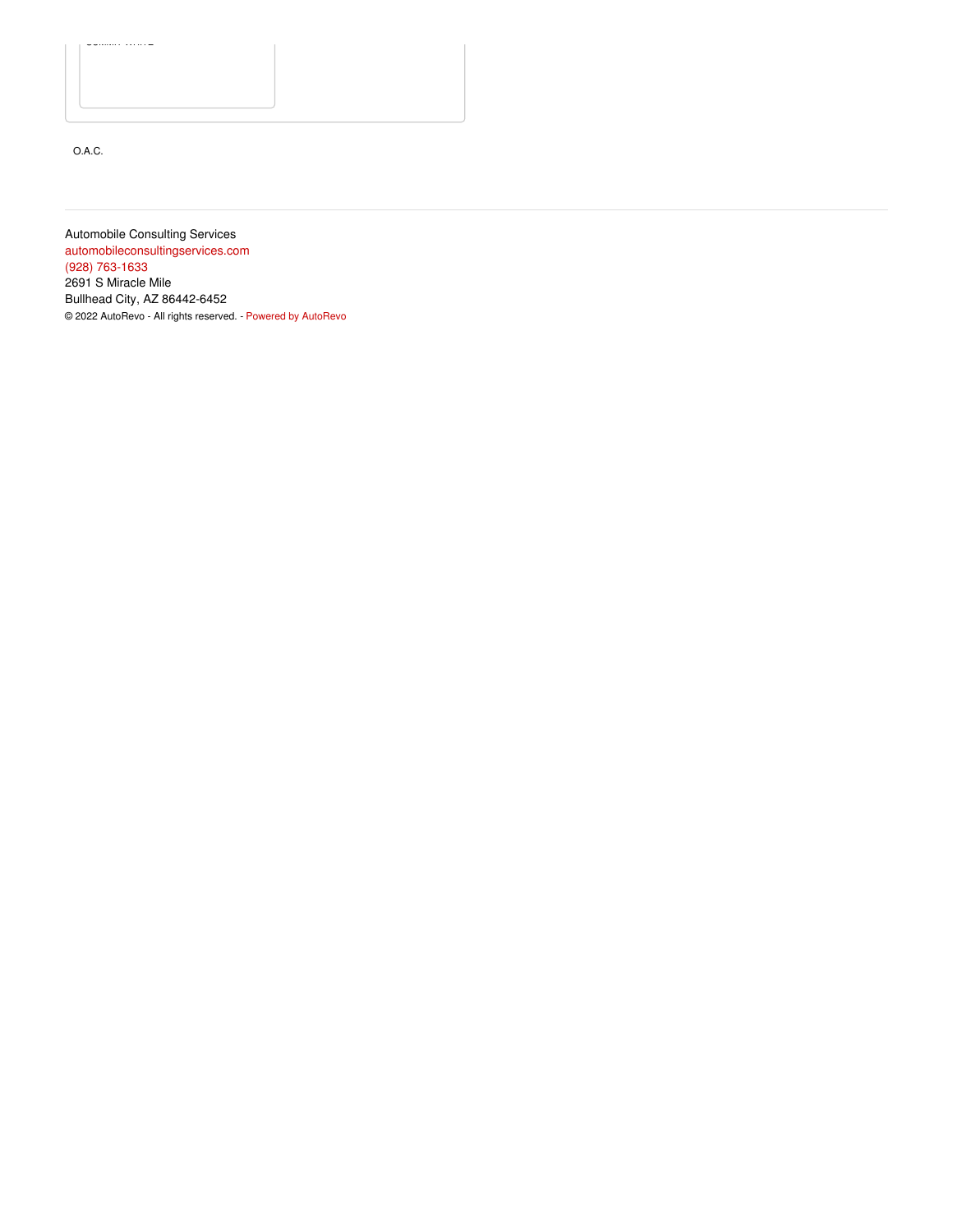O.A.C.

Automobile Consulting Services
automobileconsultingservices.com
(928) 763-1633
2691 S Miracle Mile
Bullhead City, AZ 86442-6452
© 2022 AutoRevo - All rights reserved. - Powered by AutoRevo